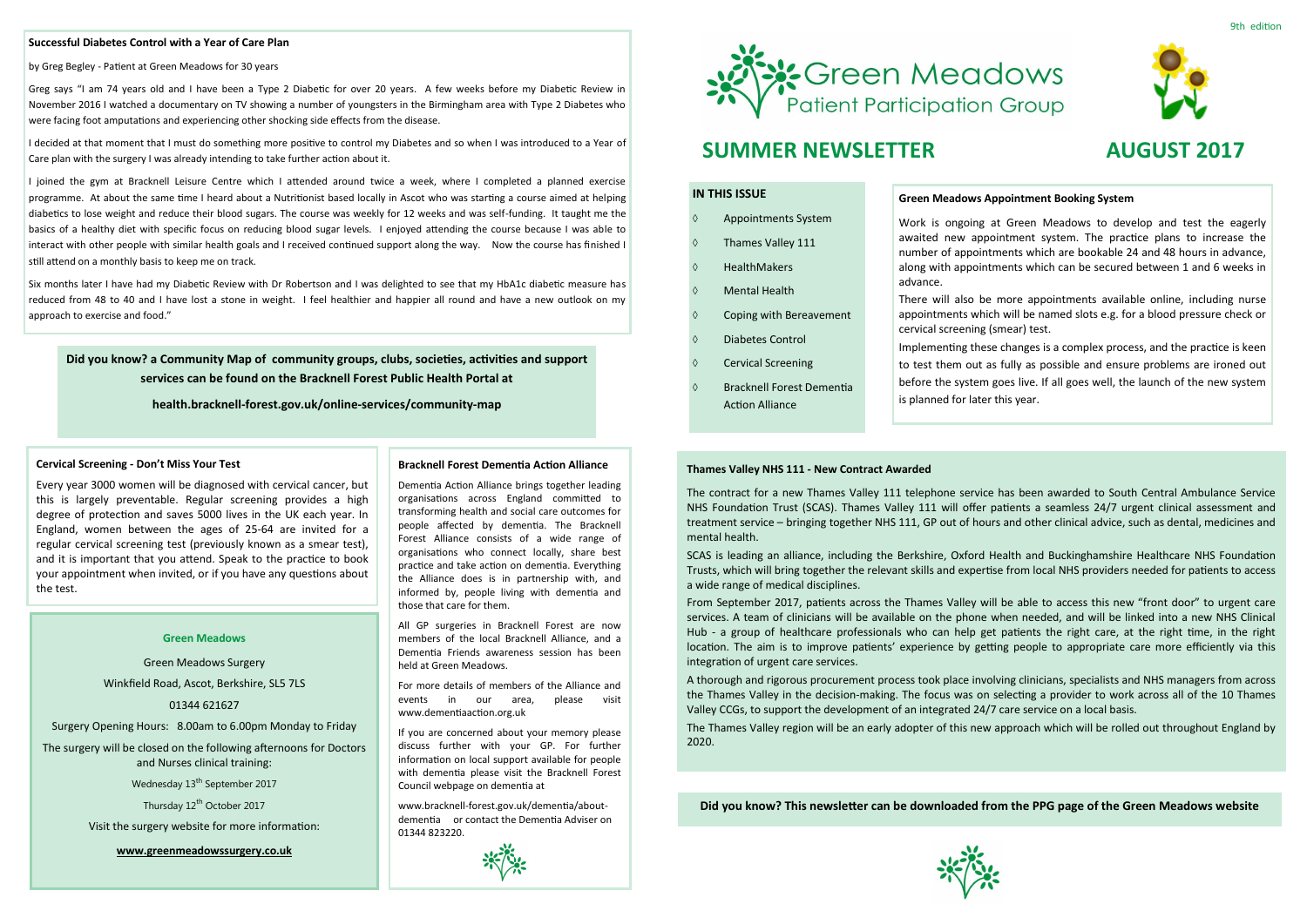9th edition

# Green Meadows Patient Participation Group

# SUMMER NEWSLETTER AUGUST 2017

## IN THIS ISSUE

- Appointments System
- Thames Valley 111
- HealthMakers
- Mental Health
- Coping with Bereavement
- Diabetes Control
- Cervical Screening
- Bracknell Forest Dementia Action Alliance

### Green Meadows Appointment Booking System

Work is ongoing at Green Meadows to develop and test the eagerly awaited new appointment system. The practice plans to increase the number of appointments which are bookable 24 and 48 hours in advance, along with appointments which can be secured between 1 and 6 weeks in advance.

There will also be more appointments available online, including nurse appointments which will be named slots e.g. for a blood pressure check or cervical screening (smear) test.

Implementing these changes is a complex process, and the practice is keen to test them out as fully as possible and ensure problems are ironed out before the system goes live. If all goes well, the launch of the new system is planned for later this year.

### Thames Valley NHS 111 - New Contract Awarded

The contract for a new Thames Valley 111 telephone service has been awarded to South Central Ambulance Service NHS Foundation Trust (SCAS). Thames Valley 111 will offer patients a seamless 24/7 urgent clinical assessment and treatment service – bringing together NHS 111, GP out of hours and other clinical advice, such as dental, medicines and mental health.

SCAS is leading an alliance, including the Berkshire, Oxford Health and Buckinghamshire Healthcare NHS Foundation Trusts, which will bring together the relevant skills and expertise from local NHS providers needed for patients to access a wide range of medical disciplines.

From September 2017, patients across the Thames Valley will be able to access this new "front door" to urgent care services. A team of clinicians will be available on the phone when needed, and will be linked into a new NHS Clinical Hub - a group of healthcare professionals who can help get patients the right care, at the right time, in the right location. The aim is to improve patients' experience by getting people to appropriate care more efficiently via this integration of urgent care services.

A thorough and rigorous procurement process took place involving clinicians, specialists and NHS managers from across the Thames Valley in the decision-making. The focus was on selecting a provider to work across all of the 10 Thames Valley CCGs, to support the development of an integrated 24/7 care service on a local basis.

The Thames Valley region will be an early adopter of this new approach which will be rolled out throughout England by 2020.

**Did you know? This newsletter can be downloaded from the PPG page of the Green Meadows website**

### Successful Diabetes Control with a Year of Care Plan

by Greg Begley - Patient at Green Meadows for 30 years

Greg says "I am 74 years old and I have been a Type 2 Diabetic for over 20 years. A few weeks before my Diabetic Review in November 2016 I watched a documentary on TV showing a number of youngsters in the Birmingham area with Type 2 Diabetes who were facing foot amputations and experiencing other shocking side effects from the disease.

I decided at that moment that I must do something more positive to control my Diabetes and so when I was introduced to a Year of Care plan with the surgery I was already intending to take further action about it.

I joined the gym at Bracknell Leisure Centre which I attended around twice a week, where I completed a planned exercise programme. At about the same time I heard about a Nutritionist based locally in Ascot who was starting a course aimed at helping diabetics to lose weight and reduce their blood sugars. The course was weekly for 12 weeks and was self-funding. It taught me the basics of a healthy diet with specific focus on reducing blood sugar levels. I enjoyed attending the course because I was able to interact with other people with similar health goals and I received continued support along the way. Now the course has finished I still attend on a monthly basis to keep me on track.

Six months later I have had my Diabetic Review with Dr Robertson and I was delighted to see that my HbA1c diabetic measure has reduced from 48 to 40 and I have lost a stone in weight. I feel healthier and happier all round and have a new outlook on my approach to exercise and food."

**Did you know? a Community Map of community groups, clubs, societies, activities and support services can be found on the Bracknell Forest Public Health Portal at**

**health.bracknell-forest.gov.uk/online-services/community-map**

### Cervical Screening - Don't Miss Your Test

Every year 3000 women will be diagnosed with cervical cancer, but this is largely preventable. Regular screening provides a high degree of protection and saves 5000 lives in the UK each year. In England, women between the ages of 25-64 are invited for a regular cervical screening test (previously known as a smear test), and it is important that you attend. Speak to the practice to book your appointment when invited, or if you have any questions about the test.

### Green Meadows

Green Meadows Surgery

Winkfield Road, Ascot, Berkshire, SL5 7LS

01344 621627

Surgery Opening Hours: 8.00am to 6.00pm Monday to Friday

The surgery will be closed on the following afternoons for Doctors and Nurses clinical training:

Wednesday 13th September 2017

Thursday 12th October 2017

Visit the surgery website for more information:

**www.greenmeadowssurgery.co.uk**

### Bracknell Forest Dementia Action Alliance

Dementia Action Alliance brings together leading organisations across England committed to transforming health and social care outcomes for people affected by dementia. The Bracknell Forest Alliance consists of a wide range of organisations who connect locally, share best practice and take action on dementia. Everything the Alliance does is in partnership with, and informed by, people living with dementia and those that care for them.

All GP surgeries in Bracknell Forest are now members of the local Bracknell Alliance, and a Dementia Friends awareness session has been held at Green Meadows.

For more details of members of the Alliance and events in our area, please visit www.dementiaaction.org.uk

If you are concerned about your memory please discuss further with your GP. For further information on local support available for people with dementia please visit the Bracknell Forest Council webpage on dementia at

www.bracknell-forest.gov.uk/dementia/about-dementia or contact the Dementia Adviser on 01344 823220.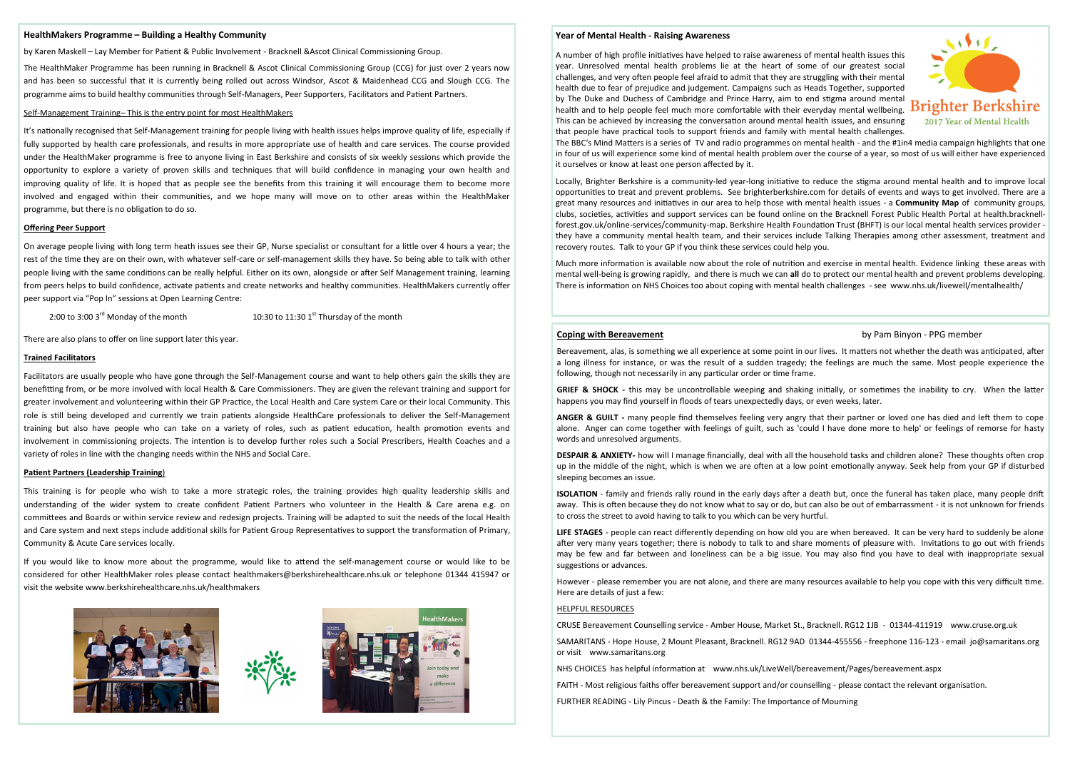## HealthMakers Programme – Building a Healthy Community

by Karen Maskell – Lay Member for Patient & Public Involvement - Bracknell &Ascot Clinical Commissioning Group.

The HealthMaker Programme has been running in Bracknell & Ascot Clinical Commissioning Group (CCG) for just over 2 years now and has been so successful that it is currently being rolled out across Windsor, Ascot & Maidenhead CCG and Slough CCG. The programme aims to build healthy communities through Self-Managers, Peer Supporters, Facilitators and Patient Partners.

Self-Management Training– This is the entry point for most HealthMakers

It's nationally recognised that Self-Management training for people living with health issues helps improve quality of life, especially if fully supported by health care professionals, and results in more appropriate use of health and care services. The course provided under the HealthMaker programme is free to anyone living in East Berkshire and consists of six weekly sessions which provide the opportunity to explore a variety of proven skills and techniques that will build confidence in managing your own health and improving quality of life. It is hoped that as people see the benefits from this training it will encourage them to become more involved and engaged within their communities, and we hope many will move on to other areas within the HealthMaker programme, but there is no obligation to do so.

**Offering Peer Support**

On average people living with long term heath issues see their GP, Nurse specialist or consultant for a little over 4 hours a year; the rest of the time they are on their own, with whatever self-care or self-management skills they have. So being able to talk with other people living with the same conditions can be really helpful. Either on its own, alongside or after Self Management training, learning from peers helps to build confidence, activate patients and create networks and healthy communities. HealthMakers currently offer peer support via "Pop In" sessions at Open Learning Centre:

2:00 to 3:00 3rd Monday of the month 10:30 to 11:30 1st Thursday of the month

There are also plans to offer on line support later this year.

**Trained Facilitators**

Facilitators are usually people who have gone through the Self-Management course and want to help others gain the skills they are benefitting from, or be more involved with local Health & Care Commissioners. They are given the relevant training and support for greater involvement and volunteering within their GP Practice, the Local Health and Care system Care or their local Community. This role is still being developed and currently we train patients alongside HealthCare professionals to deliver the Self-Management training but also have people who can take on a variety of roles, such as patient education, health promotion events and involvement in commissioning projects. The intention is to develop further roles such a Social Prescribers, Health Coaches and a variety of roles in line with the changing needs within the NHS and Social Care.

**Patient Partners (Leadership Training)**

This training is for people who wish to take a more strategic roles, the training provides high quality leadership skills and understanding of the wider system to create confident Patient Partners who volunteer in the Health & Care arena e.g. on committees and Boards or within service review and redesign projects. Training will be adapted to suit the needs of the local Health and Care system and next steps include additional skills for Patient Group Representatives to support the transformation of Primary, Community & Acute Care services locally.

If you would like to know more about the programme, would like to attend the self-management course or would like to be considered for other HealthMaker roles please contact healthmakers@berkshirehealthcare.nhs.uk or telephone 01344 415947 or visit the website www.berkshirehealthcare.nhs.uk/healthmakers

## Year of Mental Health - Raising Awareness

Brighter Berkshire
2017 Year of Mental Health

A number of high profile initiatives have helped to raise awareness of mental health issues this year. Unresolved mental health problems lie at the heart of some of our greatest social challenges, and very often people feel afraid to admit that they are struggling with their mental health due to fear of prejudice and judgement. Campaigns such as Heads Together, supported by The Duke and Duchess of Cambridge and Prince Harry, aim to end stigma around mental health and to help people feel much more comfortable with their everyday mental wellbeing. This can be achieved by increasing the conversation around mental health issues, and ensuring that people have practical tools to support friends and family with mental health challenges. The BBC's Mind Matters is a series of TV and radio programmes on mental health - and the #1in4 media campaign highlights that one in four of us will experience some kind of mental health problem over the course of a year, so most of us will either have experienced it ourselves or know at least one person affected by it.

Locally, Brighter Berkshire is a community-led year-long initiative to reduce the stigma around mental health and to improve local opportunities to treat and prevent problems. See brighterberkshire.com for details of events and ways to get involved. There are a great many resources and initiatives in our area to help those with mental health issues - a **Community Map** of community groups, clubs, societies, activities and support services can be found online on the Bracknell Forest Public Health Portal at health.bracknell-forest.gov.uk/online-services/community-map. Berkshire Health Foundation Trust (BHFT) is our local mental health services provider - they have a community mental health team, and their services include Talking Therapies among other assessment, treatment and recovery routes. Talk to your GP if you think these services could help you.

Much more information is available now about the role of nutrition and exercise in mental health. Evidence linking these areas with mental well-being is growing rapidly, and there is much we can **all** do to protect our mental health and prevent problems developing. There is information on NHS Choices too about coping with mental health challenges - see www.nhs.uk/livewell/mentalhealth/

## Coping with Bereavement

by Pam Binyon - PPG member

Bereavement, alas, is something we all experience at some point in our lives. It matters not whether the death was anticipated, after a long illness for instance, or was the result of a sudden tragedy; the feelings are much the same. Most people experience the following, though not necessarily in any particular order or time frame.

**GRIEF & SHOCK -** this may be uncontrollable weeping and shaking initially, or sometimes the inability to cry. When the latter happens you may find yourself in floods of tears unexpectedly days, or even weeks, later.

**ANGER & GUILT -** many people find themselves feeling very angry that their partner or loved one has died and left them to cope alone. Anger can come together with feelings of guilt, such as 'could I have done more to help' or feelings of remorse for hasty words and unresolved arguments.

**DESPAIR & ANXIETY-** how will I manage financially, deal with all the household tasks and children alone? These thoughts often crop up in the middle of the night, which is when we are often at a low point emotionally anyway. Seek help from your GP if disturbed sleeping becomes an issue.

**ISOLATION** - family and friends rally round in the early days after a death but, once the funeral has taken place, many people drift away. This is often because they do not know what to say or do, but can also be out of embarrassment - it is not unknown for friends to cross the street to avoid having to talk to you which can be very hurtful.

**LIFE STAGES** - people can react differently depending on how old you are when bereaved. It can be very hard to suddenly be alone after very many years together; there is nobody to talk to and share moments of pleasure with. Invitations to go out with friends may be few and far between and loneliness can be a big issue. You may also find you have to deal with inappropriate sexual suggestions or advances.

However - please remember you are not alone, and there are many resources available to help you cope with this very difficult time. Here are details of just a few:

HELPFUL RESOURCES

CRUSE Bereavement Counselling service - Amber House, Market St., Bracknell. RG12 1JB - 01344-411919 www.cruse.org.uk

SAMARITANS - Hope House, 2 Mount Pleasant, Bracknell. RG12 9AD 01344-455556 - freephone 116-123 - email jo@samaritans.org or visit www.samaritans.org

NHS CHOICES has helpful information at www.nhs.uk/LiveWell/bereavement/Pages/bereavement.aspx

FAITH - Most religious faiths offer bereavement support and/or counselling - please contact the relevant organisation.

FURTHER READING - Lily Pincus - Death & the Family: The Importance of Mourning